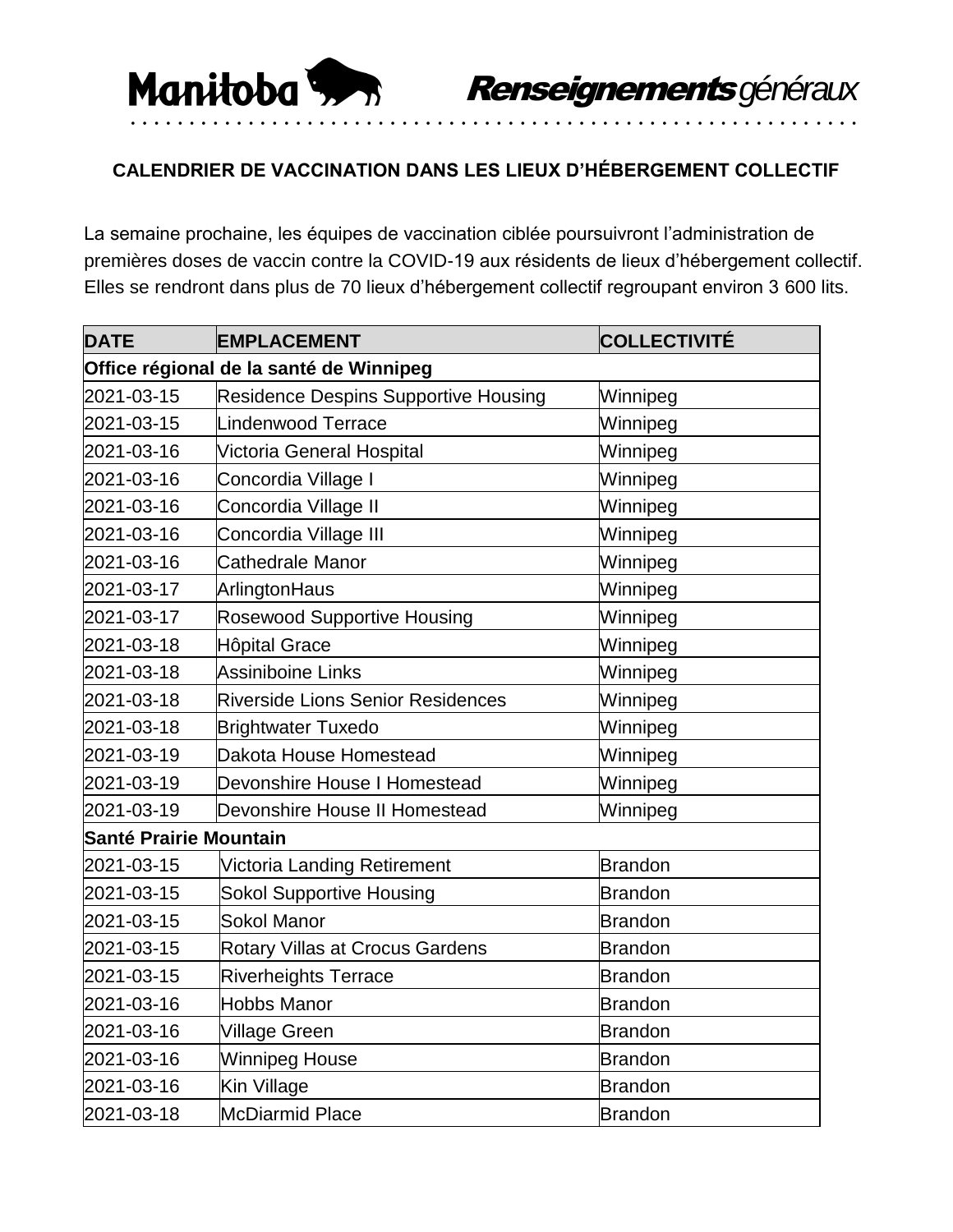Manitoba **Renseignements** *généraux*

## CALENDRIER DE VACCINATION DANS LES LIEUX D'HÉBERGEMENT COLLECTIF

La semaine prochaine, les équipes de vaccination ciblée poursuivront l'administration de premières doses de vaccin contre la COVID-19 aux résidents de lieux d'hébergement collectif. Elles se rendront dans plus de 70 lieux d'hébergement collectif regroupant environ 3 600 lits.

| DATE | EMPLACEMENT | COLLECTIVITÉ |
|---|---|---|
| **Office régional de la santé de Winnipeg** | | |
| 2021-03-15 | Residence Despins Supportive Housing | Winnipeg |
| 2021-03-15 | Lindenwood Terrace | Winnipeg |
| 2021-03-16 | Victoria General Hospital | Winnipeg |
| 2021-03-16 | Concordia Village I | Winnipeg |
| 2021-03-16 | Concordia Village II | Winnipeg |
| 2021-03-16 | Concordia Village III | Winnipeg |
| 2021-03-16 | Cathedrale Manor | Winnipeg |
| 2021-03-17 | ArlingtonHaus | Winnipeg |
| 2021-03-17 | Rosewood Supportive Housing | Winnipeg |
| 2021-03-18 | Hôpital Grace | Winnipeg |
| 2021-03-18 | Assiniboine Links | Winnipeg |
| 2021-03-18 | Riverside Lions Senior Residences | Winnipeg |
| 2021-03-18 | Brightwater Tuxedo | Winnipeg |
| 2021-03-19 | Dakota House Homestead | Winnipeg |
| 2021-03-19 | Devonshire House I Homestead | Winnipeg |
| 2021-03-19 | Devonshire House II Homestead | Winnipeg |
| **Santé Prairie Mountain** | | |
| 2021-03-15 | Victoria Landing Retirement | Brandon |
| 2021-03-15 | Sokol Supportive Housing | Brandon |
| 2021-03-15 | Sokol Manor | Brandon |
| 2021-03-15 | Rotary Villas at Crocus Gardens | Brandon |
| 2021-03-15 | Riverheights Terrace | Brandon |
| 2021-03-16 | Hobbs Manor | Brandon |
| 2021-03-16 | Village Green | Brandon |
| 2021-03-16 | Winnipeg House | Brandon |
| 2021-03-16 | Kin Village | Brandon |
| 2021-03-18 | McDiarmid Place | Brandon |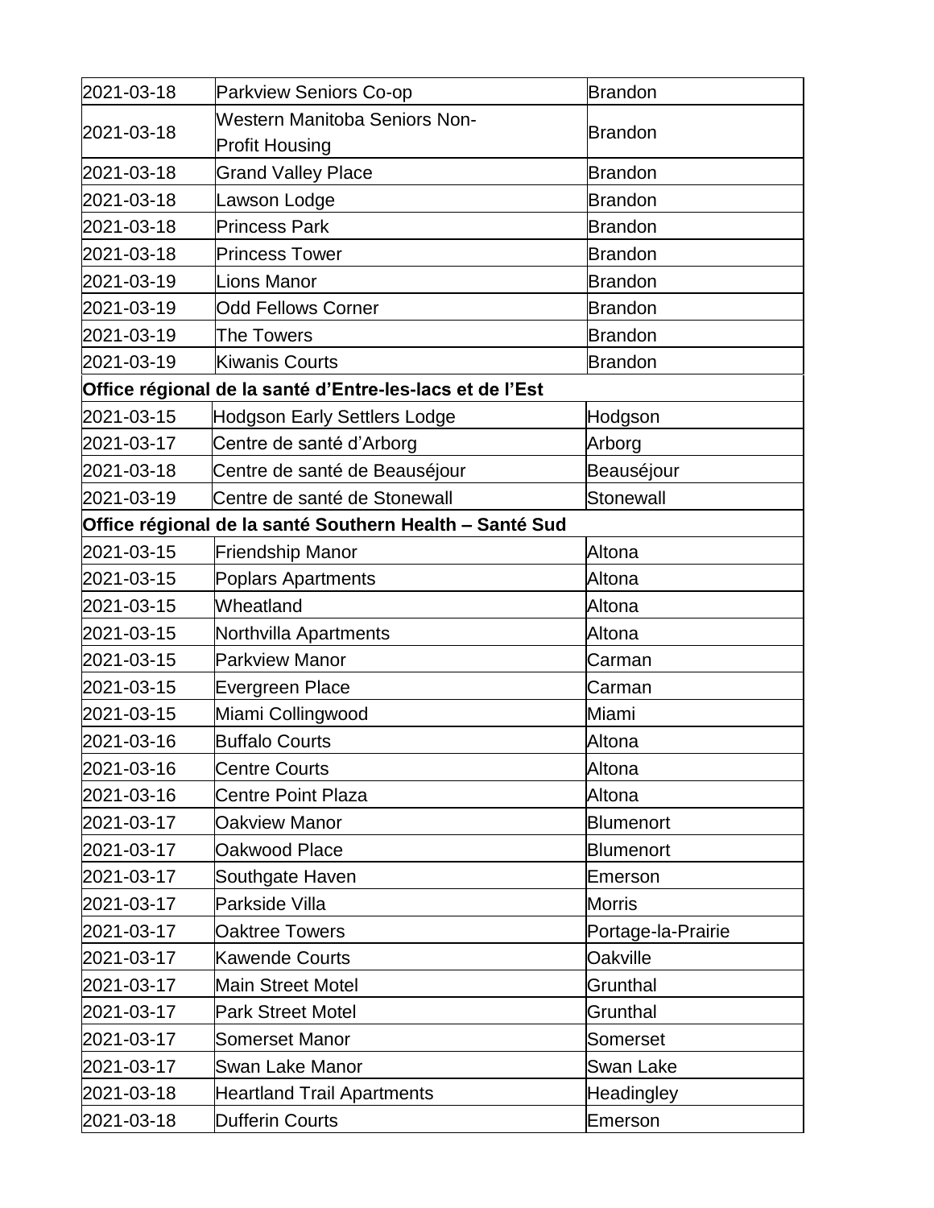| | | |
|---|---|---|
| 2021-03-18 | Parkview Seniors Co-op | Brandon |
| 2021-03-18 | Western Manitoba Seniors Non-Profit Housing | Brandon |
| 2021-03-18 | Grand Valley Place | Brandon |
| 2021-03-18 | Lawson Lodge | Brandon |
| 2021-03-18 | Princess Park | Brandon |
| 2021-03-18 | Princess Tower | Brandon |
| 2021-03-19 | Lions Manor | Brandon |
| 2021-03-19 | Odd Fellows Corner | Brandon |
| 2021-03-19 | The Towers | Brandon |
| 2021-03-19 | Kiwanis Courts | Brandon |
| **Office régional de la santé d'Entre-les-lacs et de l'Est** | | |
| 2021-03-15 | Hodgson Early Settlers Lodge | Hodgson |
| 2021-03-17 | Centre de santé d'Arborg | Arborg |
| 2021-03-18 | Centre de santé de Beauséjour | Beauséjour |
| 2021-03-19 | Centre de santé de Stonewall | Stonewall |
| **Office régional de la santé Southern Health – Santé Sud** | | |
| 2021-03-15 | Friendship Manor | Altona |
| 2021-03-15 | Poplars Apartments | Altona |
| 2021-03-15 | Wheatland | Altona |
| 2021-03-15 | Northvilla Apartments | Altona |
| 2021-03-15 | Parkview Manor | Carman |
| 2021-03-15 | Evergreen Place | Carman |
| 2021-03-15 | Miami Collingwood | Miami |
| 2021-03-16 | Buffalo Courts | Altona |
| 2021-03-16 | Centre Courts | Altona |
| 2021-03-16 | Centre Point Plaza | Altona |
| 2021-03-17 | Oakview Manor | Blumenort |
| 2021-03-17 | Oakwood Place | Blumenort |
| 2021-03-17 | Southgate Haven | Emerson |
| 2021-03-17 | Parkside Villa | Morris |
| 2021-03-17 | Oaktree Towers | Portage-la-Prairie |
| 2021-03-17 | Kawende Courts | Oakville |
| 2021-03-17 | Main Street Motel | Grunthal |
| 2021-03-17 | Park Street Motel | Grunthal |
| 2021-03-17 | Somerset Manor | Somerset |
| 2021-03-17 | Swan Lake Manor | Swan Lake |
| 2021-03-18 | Heartland Trail Apartments | Headingley |
| 2021-03-18 | Dufferin Courts | Emerson |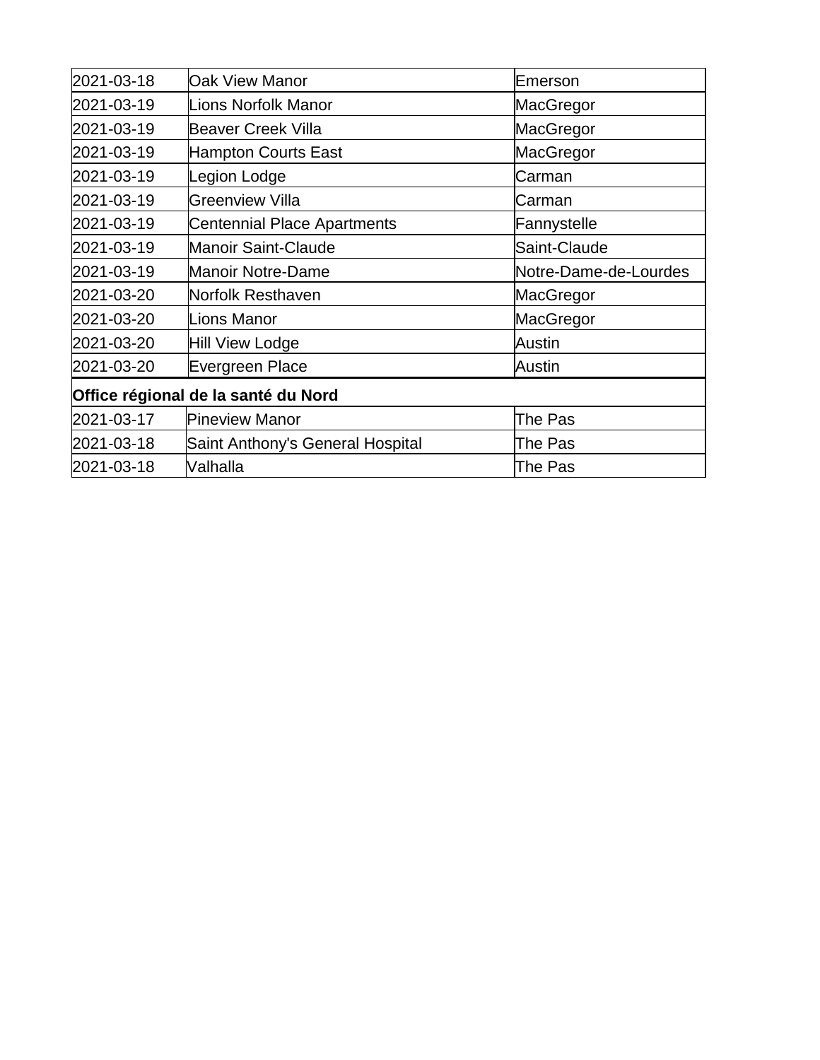| | | |
|---|---|---|
| 2021-03-18 | Oak View Manor | Emerson |
| 2021-03-19 | Lions Norfolk Manor | MacGregor |
| 2021-03-19 | Beaver Creek Villa | MacGregor |
| 2021-03-19 | Hampton Courts East | MacGregor |
| 2021-03-19 | Legion Lodge | Carman |
| 2021-03-19 | Greenview Villa | Carman |
| 2021-03-19 | Centennial Place Apartments | Fannystelle |
| 2021-03-19 | Manoir Saint-Claude | Saint-Claude |
| 2021-03-19 | Manoir Notre-Dame | Notre-Dame-de-Lourdes |
| 2021-03-20 | Norfolk Resthaven | MacGregor |
| 2021-03-20 | Lions Manor | MacGregor |
| 2021-03-20 | Hill View Lodge | Austin |
| 2021-03-20 | Evergreen Place | Austin |
| **Office régional de la santé du Nord** | | |
| 2021-03-17 | Pineview Manor | The Pas |
| 2021-03-18 | Saint Anthony's General Hospital | The Pas |
| 2021-03-18 | Valhalla | The Pas |